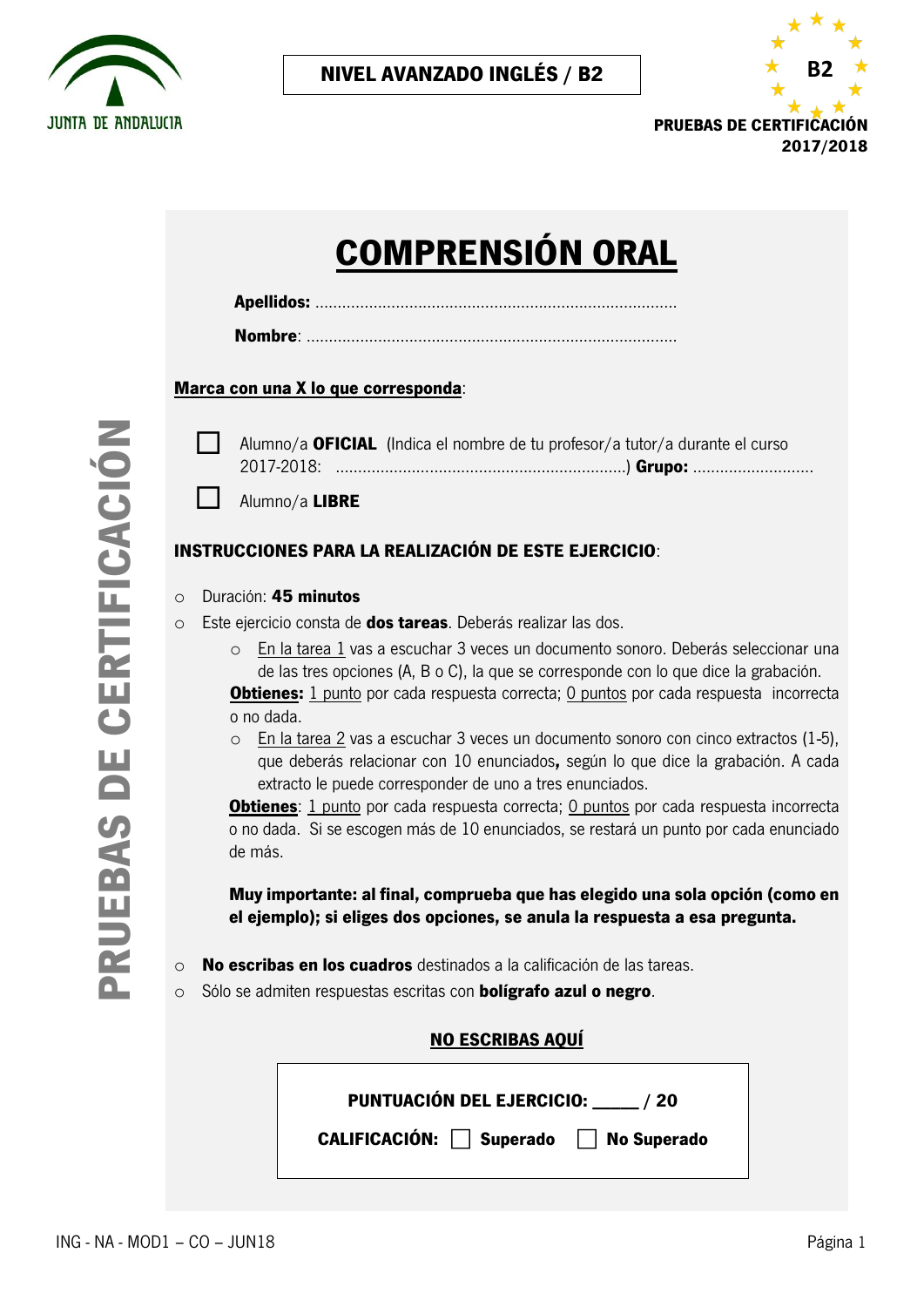JUNTA DE ANDALUCIA

**NIVEL AVANZADO INGLÉS / B2**

**B2**

**PRUEBAS DE CERTIFICACIÓN 2017/2018**

**PRUEBAS DE CERTIFICACIÓN**

# COMPRENSIÓN ORAL

**Apellidos:** .................................................................................

**Nombre**: ..................................................................................

**Marca con una X lo que corresponda**:

☐ Alumno/a **OFICIAL** (Indica el nombre de tu profesor/a tutor/a durante el curso 2017-2018: ................................................................) **Grupo:** ..........................

☐ Alumno/a **LIBRE**

**INSTRUCCIONES PARA LA REALIZACIÓN DE ESTE EJERCICIO**:

- Duración: **45 minutos**
- Este ejercicio consta de **dos tareas**. Deberás realizar las dos.
  - En la tarea 1 vas a escuchar 3 veces un documento sonoro. Deberás seleccionar una de las tres opciones (A, B o C), la que se corresponde con lo que dice la grabación.

  **Obtienes:** 1 punto por cada respuesta correcta; 0 puntos por cada respuesta incorrecta o no dada.
  - En la tarea 2 vas a escuchar 3 veces un documento sonoro con cinco extractos (1-5), que deberás relacionar con 10 enunciados**,** según lo que dice la grabación. A cada extracto le puede corresponder de uno a tres enunciados.

  **Obtienes**: 1 punto por cada respuesta correcta; 0 puntos por cada respuesta incorrecta o no dada. Si se escogen más de 10 enunciados, se restará un punto por cada enunciado de más.

  **Muy importante: al final, comprueba que has elegido una sola opción (como en el ejemplo); si eliges dos opciones, se anula la respuesta a esa pregunta.**
- **No escribas en los cuadros** destinados a la calificación de las tareas.
- Sólo se admiten respuestas escritas con **bolígrafo azul o negro**.

**NO ESCRIBAS AQUÍ**

**PUNTUACIÓN DEL EJERCICIO: _____ / 20**

**CALIFICACIÓN:** ☐ **Superado** ☐ **No Superado**

ING - NA - MOD1 – CO – JUN18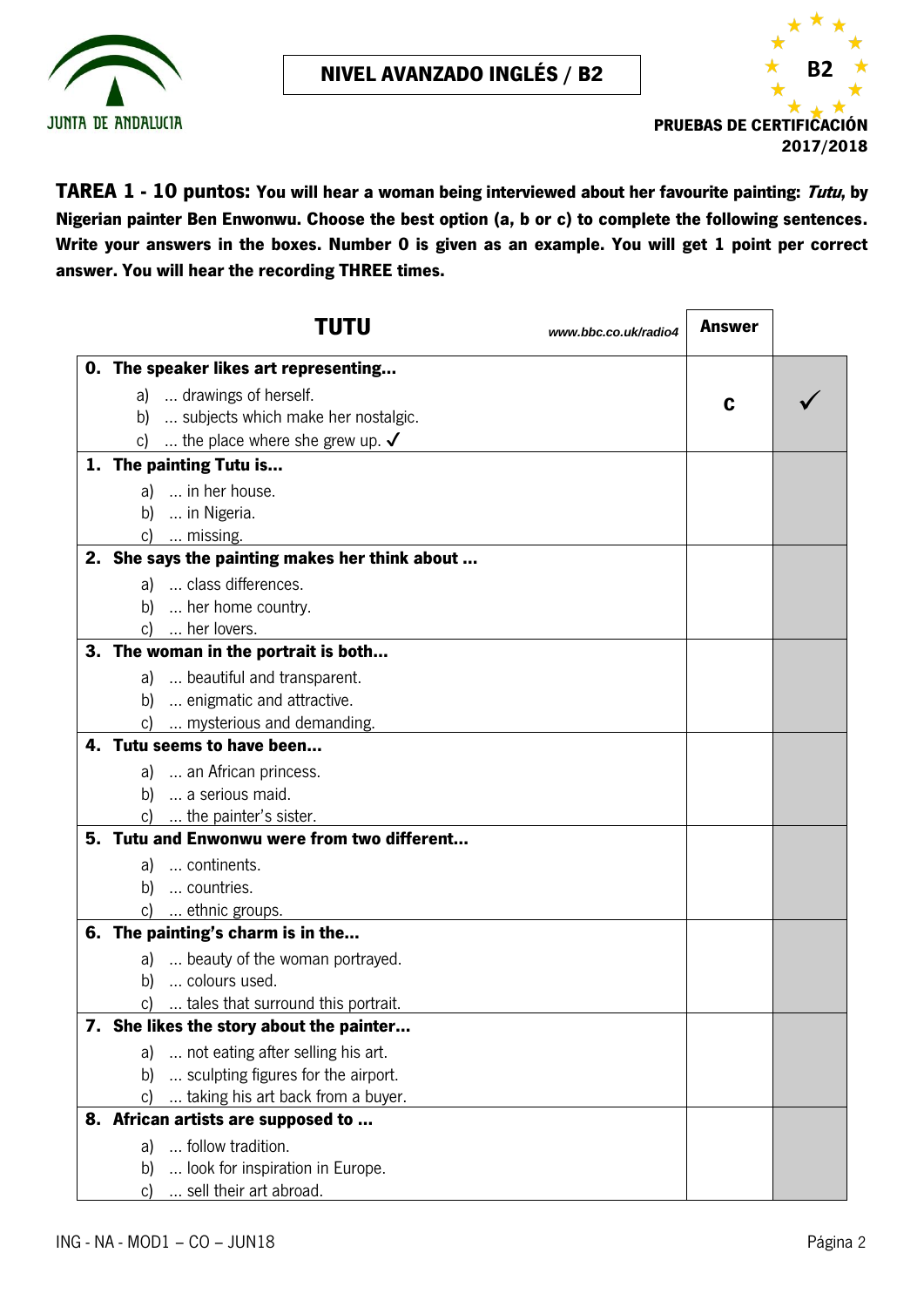NIVEL AVANZADO INGLÉS / B2

PRUEBAS DE CERTIFICACIÓN 2017/2018

**TAREA 1 - 10 puntos: You will hear a woman being interviewed about her favourite painting: *Tutu*, by Nigerian painter Ben Enwonwu. Choose the best option (a, b or c) to complete the following sentences. Write your answers in the boxes. Number 0 is given as an example. You will get 1 point per correct answer. You will hear the recording THREE times.**

| **TUTU** *www.bbc.co.uk/radio4* | **Answer** | |
|---|---|---|
| **0. The speaker likes art representing…**<br>a) … drawings of herself.<br>b) … subjects which make her nostalgic.<br>c) … the place where she grew up. ✓ | **c** | ✓ |
| **1. The painting Tutu is…**<br>a) … in her house.<br>b) … in Nigeria.<br>c) … missing. | | |
| **2. She says the painting makes her think about …**<br>a) … class differences.<br>b) … her home country.<br>c) … her lovers. | | |
| **3. The woman in the portrait is both…**<br>a) … beautiful and transparent.<br>b) … enigmatic and attractive.<br>c) … mysterious and demanding. | | |
| **4. Tutu seems to have been…**<br>a) … an African princess.<br>b) … a serious maid.<br>c) … the painter's sister. | | |
| **5. Tutu and Enwonwu were from two different…**<br>a) … continents.<br>b) … countries.<br>c) … ethnic groups. | | |
| **6. The painting's charm is in the…**<br>a) … beauty of the woman portrayed.<br>b) … colours used.<br>c) … tales that surround this portrait. | | |
| **7. She likes the story about the painter…**<br>a) … not eating after selling his art.<br>b) … sculpting figures for the airport.<br>c) … taking his art back from a buyer. | | |
| **8. African artists are supposed to …**<br>a) … follow tradition.<br>b) … look for inspiration in Europe.<br>c) … sell their art abroad. | | |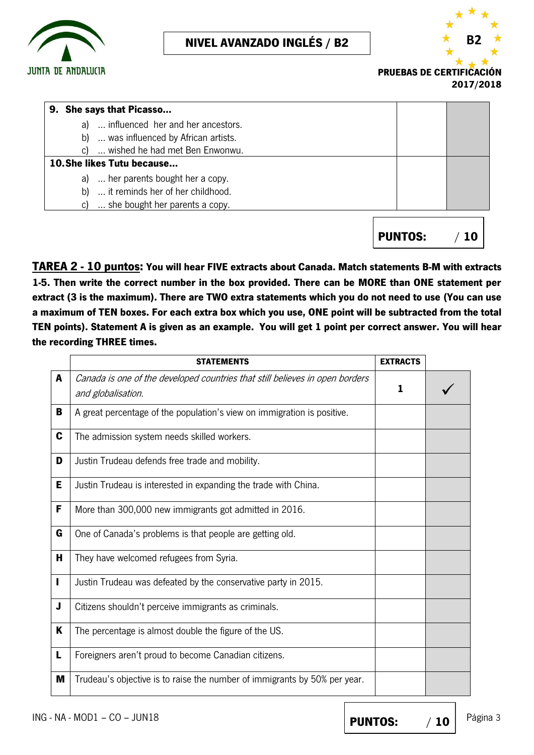| | | |
|---|---|---|
| **9. She says that Picasso...**<br>a) ... influenced her and her ancestors.<br>b) ... was influenced by African artists.<br>c) ... wished he had met Ben Enwonwu. | | |
| **10. She likes Tutu because...**<br>a) ... her parents bought her a copy.<br>b) ... it reminds her of her childhood.<br>c) ... she bought her parents a copy. | | |

**PUNTOS: / 10**

**TAREA 2 - 10 puntos: You will hear FIVE extracts about Canada. Match statements B-M with extracts 1-5. Then write the correct number in the box provided. There can be MORE than ONE statement per extract (3 is the maximum). There are TWO extra statements which you do not need to use (You can use a maximum of TEN boxes. For each extra box which you use, ONE point will be subtracted from the total TEN points). Statement A is given as an example. You will get 1 point per correct answer. You will hear the recording THREE times.**

| | STATEMENTS | EXTRACTS | |
|---|---|---|---|
| **A** | *Canada is one of the developed countries that still believes in open borders and globalisation.* | 1 | ✓ |
| **B** | A great percentage of the population's view on immigration is positive. | | |
| **C** | The admission system needs skilled workers. | | |
| **D** | Justin Trudeau defends free trade and mobility. | | |
| **E** | Justin Trudeau is interested in expanding the trade with China. | | |
| **F** | More than 300,000 new immigrants got admitted in 2016. | | |
| **G** | One of Canada's problems is that people are getting old. | | |
| **H** | They have welcomed refugees from Syria. | | |
| **I** | Justin Trudeau was defeated by the conservative party in 2015. | | |
| **J** | Citizens shouldn't perceive immigrants as criminals. | | |
| **K** | The percentage is almost double the figure of the US. | | |
| **L** | Foreigners aren't proud to become Canadian citizens. | | |
| **M** | Trudeau's objective is to raise the number of immigrants by 50% per year. | | |

ING - NA - MOD1 – CO – JUN18

**PUNTOS: / 10**